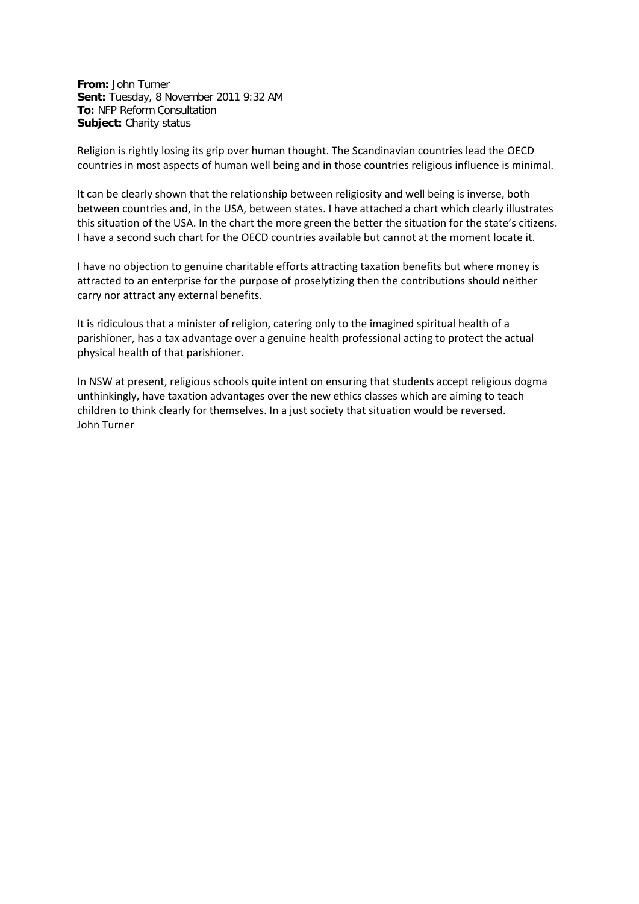**From:** John Turner
**Sent:** Tuesday, 8 November 2011 9:32 AM
**To:** NFP Reform Consultation
**Subject:** Charity status

Religion is rightly losing its grip over human thought. The Scandinavian countries lead the OECD countries in most aspects of human well being and in those countries religious influence is minimal.

It can be clearly shown that the relationship between religiosity and well being is inverse, both between countries and, in the USA, between states. I have attached a chart which clearly illustrates this situation of the USA. In the chart the more green the better the situation for the state's citizens. I have a second such chart for the OECD countries available but cannot at the moment locate it.

I have no objection to genuine charitable efforts attracting taxation benefits but where money is attracted to an enterprise for the purpose of proselytizing then the contributions should neither carry nor attract any external benefits.

It is ridiculous that a minister of religion, catering only to the imagined spiritual health of a parishioner, has a tax advantage over a genuine health professional acting to protect the actual physical health of that parishioner.

In NSW at present, religious schools quite intent on ensuring that students accept religious dogma unthinkingly, have taxation advantages over the new ethics classes which are aiming to teach children to think clearly for themselves. In a just society that situation would be reversed.
John Turner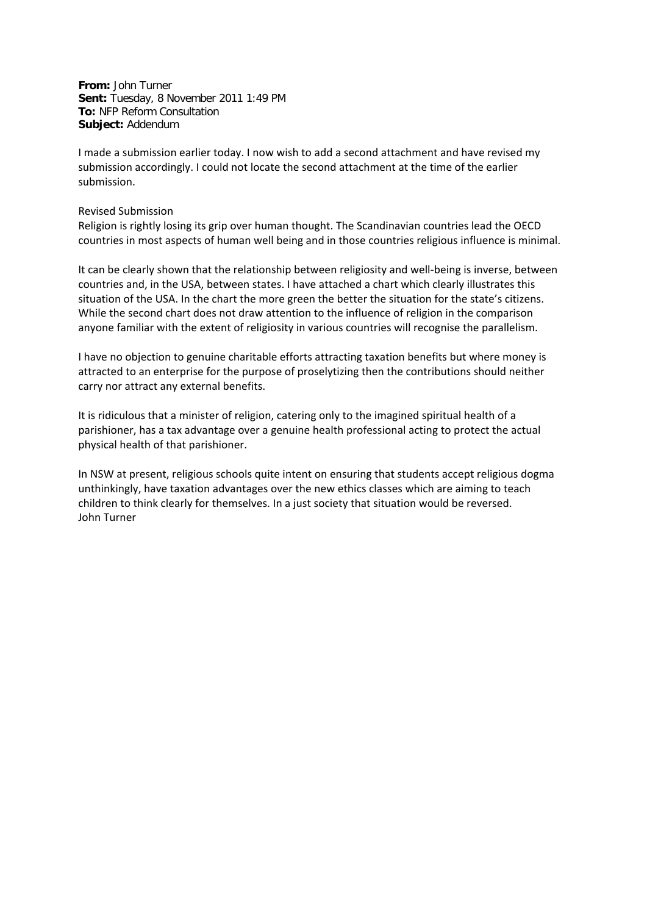**From:** John Turner
**Sent:** Tuesday, 8 November 2011 1:49 PM
**To:** NFP Reform Consultation
**Subject:** Addendum

I made a submission earlier today. I now wish to add a second attachment and have revised my submission accordingly. I could not locate the second attachment at the time of the earlier submission.

Revised Submission
Religion is rightly losing its grip over human thought. The Scandinavian countries lead the OECD countries in most aspects of human well being and in those countries religious influence is minimal.

It can be clearly shown that the relationship between religiosity and well-being is inverse, between countries and, in the USA, between states. I have attached a chart which clearly illustrates this situation of the USA. In the chart the more green the better the situation for the state's citizens. While the second chart does not draw attention to the influence of religion in the comparison anyone familiar with the extent of religiosity in various countries will recognise the parallelism.

I have no objection to genuine charitable efforts attracting taxation benefits but where money is attracted to an enterprise for the purpose of proselytizing then the contributions should neither carry nor attract any external benefits.

It is ridiculous that a minister of religion, catering only to the imagined spiritual health of a parishioner, has a tax advantage over a genuine health professional acting to protect the actual physical health of that parishioner.

In NSW at present, religious schools quite intent on ensuring that students accept religious dogma unthinkingly, have taxation advantages over the new ethics classes which are aiming to teach children to think clearly for themselves. In a just society that situation would be reversed.
John Turner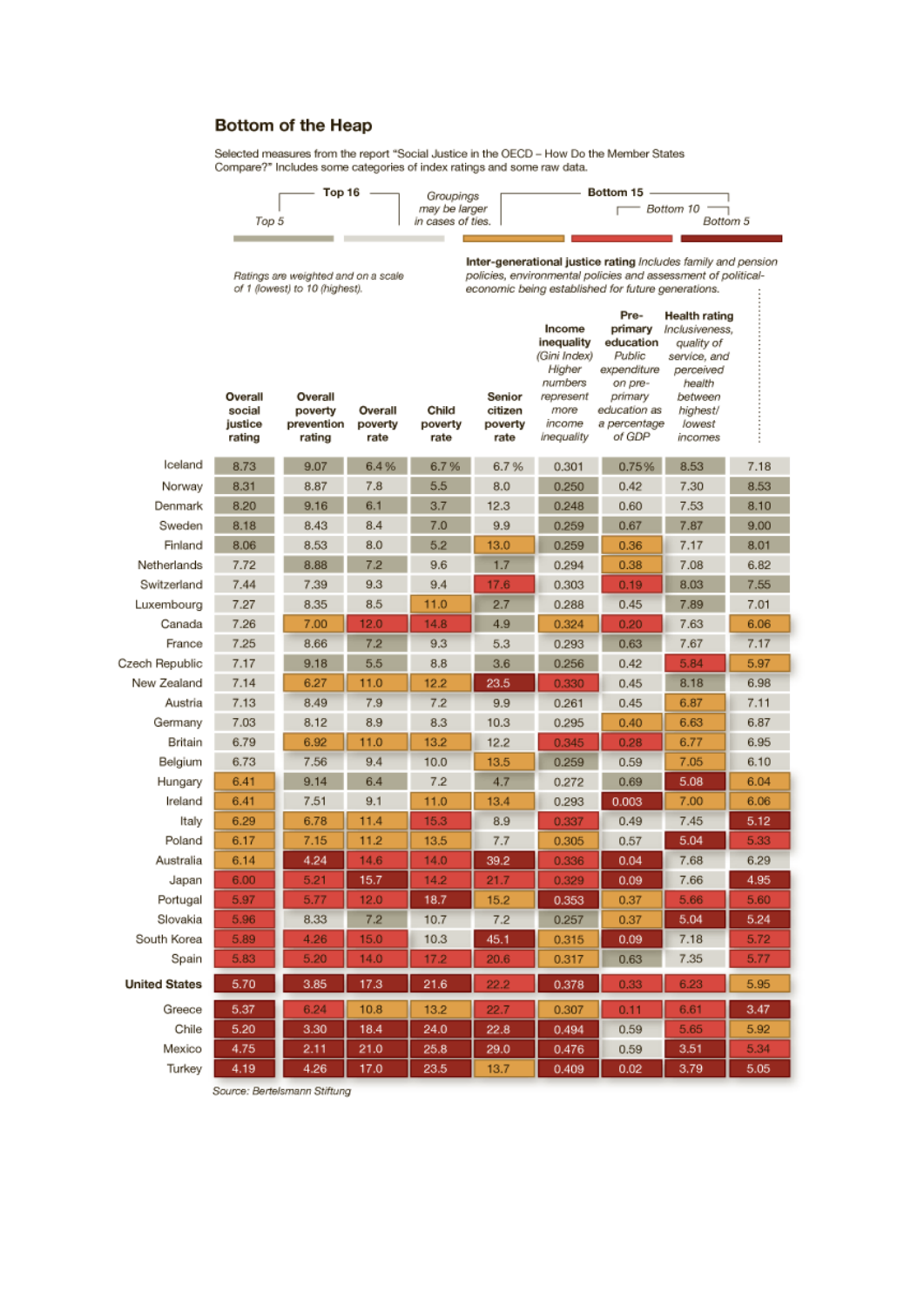## Bottom of the Heap

Selected measures from the report "Social Justice in the OECD – How Do the Member States Compare?" Includes some categories of index ratings and some raw data.

Top 16 — Top 5 | *Groupings may be larger in cases of ties.* | Bottom 15 — Bottom 10 — Bottom 5

*Ratings are weighted and on a scale of 1 (lowest) to 10 (highest).*

**Inter-generational justice rating** *Includes family and pension policies, environmental policies and assessment of political-economic being established for future generations.*

| | Overall social justice rating | Overall poverty prevention rating | Overall poverty rate | Child poverty rate | Senior citizen poverty rate | Income inequality (Gini Index) *Higher numbers represent more income inequality* | Pre-primary education *Public expenditure on pre-primary education as a percentage of GDP* | Health rating *Inclusiveness, quality of service, and perceived health between highest/lowest incomes* | Inter-generational justice rating |
|---|---|---|---|---|---|---|---|---|---|
| Iceland | 8.73 | 9.07 | 6.4 % | 6.7 % | 6.7 % | 0.301 | 0.75 % | 8.53 | 7.18 |
| Norway | 8.31 | 8.87 | 7.8 | 5.5 | 8.0 | 0.250 | 0.42 | 7.30 | 8.53 |
| Denmark | 8.20 | 9.16 | 6.1 | 3.7 | 12.3 | 0.248 | 0.60 | 7.53 | 8.10 |
| Sweden | 8.18 | 8.43 | 8.4 | 7.0 | 9.9 | 0.259 | 0.67 | 7.87 | 9.00 |
| Finland | 8.06 | 8.53 | 8.0 | 5.2 | 13.0 | 0.259 | 0.36 | 7.17 | 8.01 |
| Netherlands | 7.72 | 8.88 | 7.2 | 9.6 | 1.7 | 0.294 | 0.38 | 7.08 | 6.82 |
| Switzerland | 7.44 | 7.39 | 9.3 | 9.4 | 17.6 | 0.303 | 0.19 | 8.03 | 7.55 |
| Luxembourg | 7.27 | 8.35 | 8.5 | 11.0 | 2.7 | 0.288 | 0.45 | 7.89 | 7.01 |
| Canada | 7.26 | 7.00 | 12.0 | 14.8 | 4.9 | 0.324 | 0.20 | 7.63 | 6.06 |
| France | 7.25 | 8.66 | 7.2 | 9.3 | 5.3 | 0.293 | 0.63 | 7.67 | 7.17 |
| Czech Republic | 7.17 | 9.18 | 5.5 | 8.8 | 3.6 | 0.256 | 0.42 | 5.84 | 5.97 |
| New Zealand | 7.14 | 6.27 | 11.0 | 12.2 | 23.5 | 0.330 | 0.45 | 8.18 | 6.98 |
| Austria | 7.13 | 8.49 | 7.9 | 7.2 | 9.9 | 0.261 | 0.45 | 6.87 | 7.11 |
| Germany | 7.03 | 8.12 | 8.9 | 8.3 | 10.3 | 0.295 | 0.40 | 6.63 | 6.87 |
| Britain | 6.79 | 6.92 | 11.0 | 13.2 | 12.2 | 0.345 | 0.28 | 6.77 | 6.95 |
| Belgium | 6.73 | 7.56 | 9.4 | 10.0 | 13.5 | 0.259 | 0.59 | 7.05 | 6.10 |
| Hungary | 6.41 | 9.14 | 6.4 | 7.2 | 4.7 | 0.272 | 0.69 | 5.08 | 6.04 |
| Ireland | 6.41 | 7.51 | 9.1 | 11.0 | 13.4 | 0.293 | 0.003 | 7.00 | 6.06 |
| Italy | 6.29 | 6.78 | 11.4 | 15.3 | 8.9 | 0.337 | 0.49 | 7.45 | 5.12 |
| Poland | 6.17 | 7.15 | 11.2 | 13.5 | 7.7 | 0.305 | 0.57 | 5.04 | 5.33 |
| Australia | 6.14 | 4.24 | 14.6 | 14.0 | 39.2 | 0.336 | 0.04 | 7.68 | 6.29 |
| Japan | 6.00 | 5.21 | 15.7 | 14.2 | 21.7 | 0.329 | 0.09 | 7.66 | 4.95 |
| Portugal | 5.97 | 5.77 | 12.0 | 18.7 | 15.2 | 0.353 | 0.37 | 5.66 | 5.60 |
| Slovakia | 5.96 | 8.33 | 7.2 | 10.7 | 7.2 | 0.257 | 0.37 | 5.04 | 5.24 |
| South Korea | 5.89 | 4.26 | 15.0 | 10.3 | 45.1 | 0.315 | 0.09 | 7.18 | 5.72 |
| Spain | 5.83 | 5.20 | 14.0 | 17.2 | 20.6 | 0.317 | 0.63 | 7.35 | 5.77 |
| **United States** | 5.70 | 3.85 | 17.3 | 21.6 | 22.2 | 0.378 | 0.33 | 6.23 | 5.95 |
| Greece | 5.37 | 6.24 | 10.8 | 13.2 | 22.7 | 0.307 | 0.11 | 6.61 | 3.47 |
| Chile | 5.20 | 3.30 | 18.4 | 24.0 | 22.8 | 0.494 | 0.59 | 5.65 | 5.92 |
| Mexico | 4.75 | 2.11 | 21.0 | 25.8 | 29.0 | 0.476 | 0.59 | 3.51 | 5.34 |
| Turkey | 4.19 | 4.26 | 17.0 | 23.5 | 13.7 | 0.409 | 0.02 | 3.79 | 5.05 |

*Source: Bertelsmann Stiftung*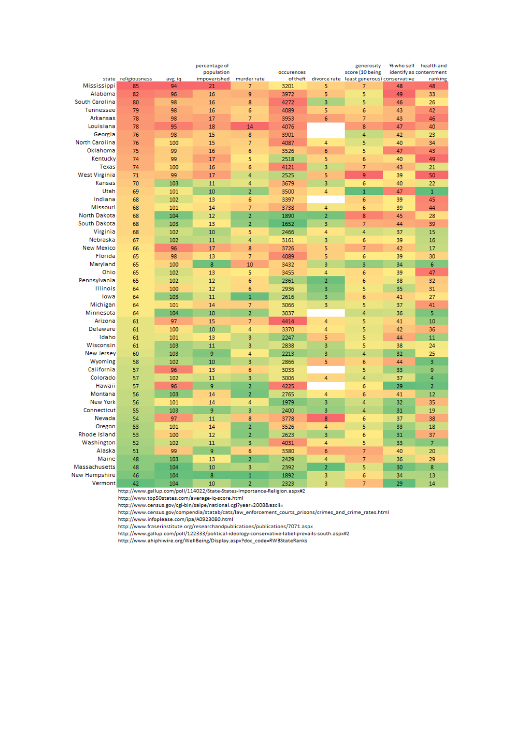| state | religiousness | avg. iq | percentage of population impoverished | murder rate | occurences of theft | divorce rate | generosity score (10 being least generous) | % who self identify as conservative | health and contentment ranking |
|---|---|---|---|---|---|---|---|---|---|
| Mississippi | 85 | 94 | 21 | 7 | 3201 | 5 | 7 | 48 | 48 |
| Alabama | 82 | 96 | 16 | 9 | 3972 | 5 | 5 | 49 | 33 |
| South Carolina | 80 | 98 | 16 | 8 | 4272 | 3 | 5 | 46 | 26 |
| Tennessee | 79 | 98 | 16 | 6 | 4089 | 5 | 6 | 43 | 42 |
| Arkansas | 78 | 98 | 17 | 7 | 3953 | 6 | 7 | 43 | 46 |
| Louisiana | 78 | 95 | 18 | 14 | 4076 | | 8 | 47 | 40 |
| Georgia | 76 | 98 | 15 | 8 | 3901 | | 4 | 42 | 23 |
| North Carolina | 76 | 100 | 15 | 7 | 4087 | 4 | 5 | 40 | 34 |
| Oklahoma | 75 | 99 | 16 | 6 | 3526 | 6 | 5 | 47 | 43 |
| Kentucky | 74 | 99 | 17 | 5 | 2518 | 5 | 6 | 40 | 49 |
| Texas | 74 | 100 | 16 | 6 | 4121 | 3 | 7 | 43 | 21 |
| West Virginia | 71 | 99 | 17 | 4 | 2525 | 5 | 9 | 39 | 50 |
| Kansas | 70 | 103 | 11 | 4 | 3679 | 3 | 6 | 40 | 22 |
| Utah | 69 | 101 | 10 | 2 | 3500 | 4 | 1 | 47 | 1 |
| Indiana | 68 | 102 | 13 | 6 | 3397 | | 6 | 39 | 45 |
| Missouri | 68 | 101 | 14 | 7 | 3738 | 4 | 6 | 39 | 44 |
| North Dakota | 68 | 104 | 12 | 2 | 1890 | 2 | 8 | 45 | 28 |
| South Dakota | 68 | 103 | 13 | 2 | 1652 | 3 | 7 | 44 | 39 |
| Virginia | 68 | 102 | 10 | 5 | 2466 | 4 | 4 | 37 | 15 |
| Nebraska | 67 | 102 | 11 | 4 | 3161 | 3 | 6 | 39 | 16 |
| New Mexico | 66 | 96 | 17 | 8 | 3726 | 5 | 7 | 42 | 17 |
| Florida | 65 | 98 | 13 | 7 | 4089 | 5 | 6 | 39 | 30 |
| Maryland | 65 | 100 | 8 | 10 | 3432 | 3 | 3 | 34 | 6 |
| Ohio | 65 | 102 | 13 | 5 | 3455 | 4 | 6 | 39 | 47 |
| Pennsylvania | 65 | 102 | 12 | 6 | 2361 | 2 | 6 | 38 | 32 |
| Illinois | 64 | 100 | 12 | 6 | 2936 | 3 | 5 | 35 | 31 |
| Iowa | 64 | 103 | 11 | 1 | 2616 | 3 | 6 | 41 | 27 |
| Michigan | 64 | 101 | 14 | 7 | 3066 | 3 | 5 | 37 | 41 |
| Minnesota | 64 | 104 | 10 | 2 | 3037 | | 4 | 36 | 5 |
| Arizona | 61 | 97 | 15 | 7 | 4414 | 4 | 5 | 41 | 10 |
| Delaware | 61 | 100 | 10 | 4 | 3370 | 4 | 5 | 42 | 36 |
| Idaho | 61 | 101 | 13 | 3 | 2247 | 5 | 5 | 44 | 11 |
| Wisconsin | 61 | 103 | 11 | 3 | 2838 | 3 | 5 | 38 | 24 |
| New Jersey | 60 | 103 | 9 | 4 | 2213 | 3 | 4 | 32 | 25 |
| Wyoming | 58 | 102 | 10 | 3 | 2866 | 5 | 6 | 44 | 3 |
| California | 57 | 96 | 13 | 6 | 3033 | | 5 | 33 | 9 |
| Colorado | 57 | 102 | 11 | 3 | 3006 | 4 | 4 | 37 | 4 |
| Hawaii | 57 | 96 | 9 | 2 | 4225 | | 6 | 29 | 2 |
| Montana | 56 | 103 | 14 | 2 | 2765 | 4 | 6 | 41 | 12 |
| New York | 56 | 101 | 14 | 4 | 1979 | 3 | 4 | 32 | 35 |
| Connecticut | 55 | 103 | 9 | 3 | 2400 | 3 | 4 | 31 | 19 |
| Nevada | 54 | 97 | 11 | 8 | 3778 | 8 | 6 | 37 | 38 |
| Oregon | 53 | 101 | 14 | 2 | 3526 | 4 | 5 | 33 | 18 |
| Rhode Island | 53 | 100 | 12 | 2 | 2623 | 3 | 6 | 31 | 37 |
| Washington | 52 | 102 | 11 | 3 | 4031 | 4 | 5 | 33 | 7 |
| Alaska | 51 | 99 | 9 | 6 | 3380 | 6 | 7 | 40 | 20 |
| Maine | 48 | 103 | 13 | 2 | 2429 | 4 | 7 | 36 | 29 |
| Massachusetts | 48 | 104 | 10 | 3 | 2392 | 2 | 5 | 30 | 8 |
| New Hampshire | 46 | 104 | 8 | 1 | 1892 | 3 | 6 | 34 | 13 |
| Vermont | 42 | 104 | 10 | 2 | 2323 | 3 | 7 | 29 | 14 |

http://www.gallup.com/poll/114022/State-States-Importance-Religion.aspx#2
http://www.top50states.com/average-iq-score.html
http://www.census.gov/cgi-bin/saipe/national.cgi?year=2008&ascii=
http://www.census.gov/compendia/statab/cats/law_enforcement_courts_prisons/crimes_and_crime_rates.html
http://www.infoplease.com/ipa/A0923080.html
http://www.fraserinstitute.org/researchandpublications/publications/7071.aspx
http://www.gallup.com/poll/122333/political-ideology-conservative-label-prevails-south.aspx#2
http://www.ahiphiwire.org/WellBeing/Display.aspx?doc_code=RWBStateRanks